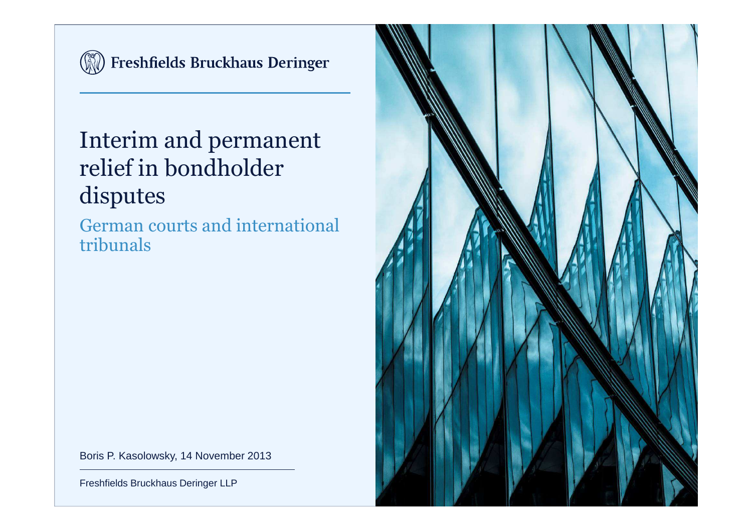Freshfields Bruckhaus Deringer

# Interim and permanent relief in bondholder disputes

## German courts and international tribunals

Boris P. Kasolowsky, 14 November 2013

Freshfields Bruckhaus Deringer LLP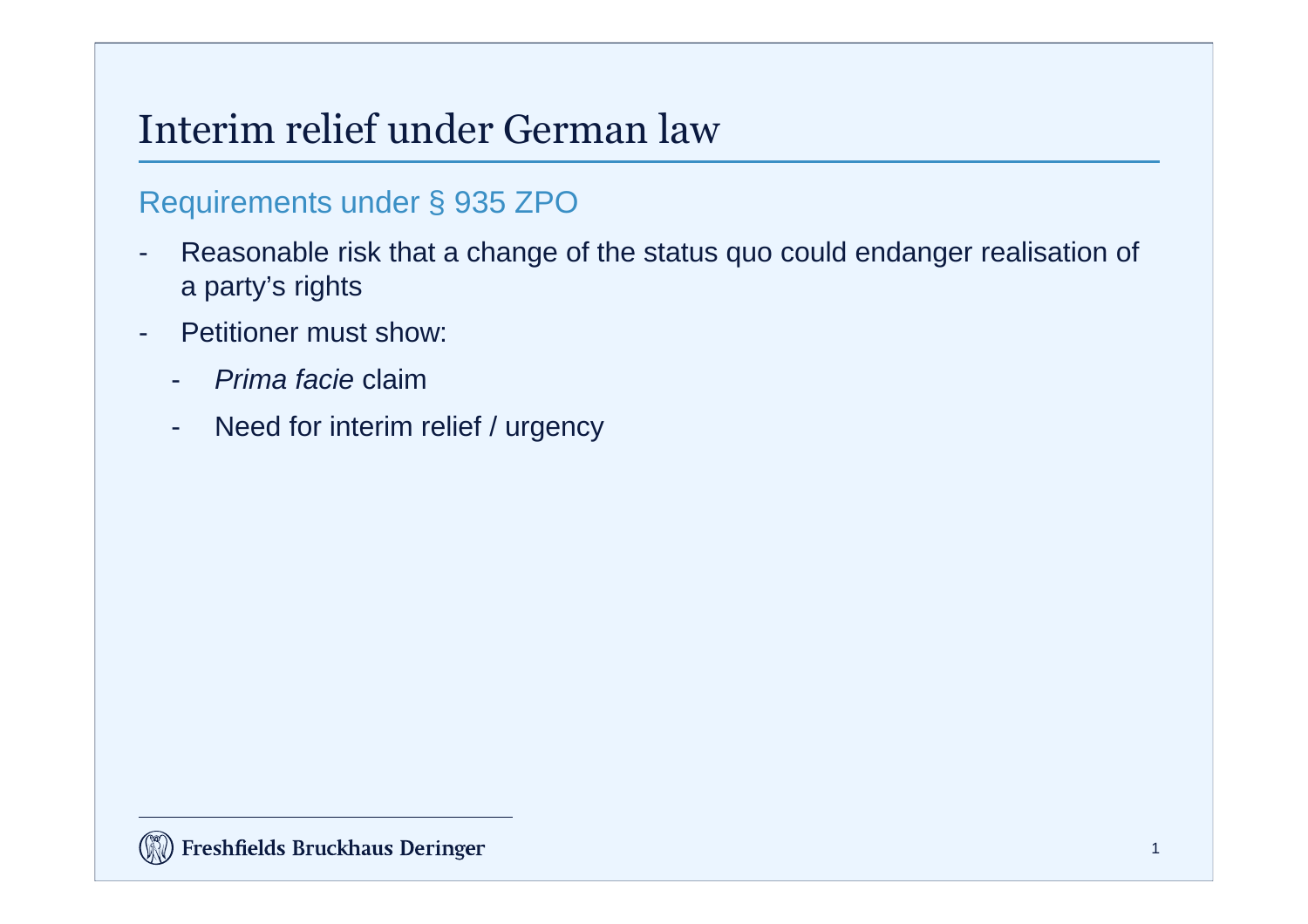# Interim relief under German law

## Requirements under § 935 ZPO

- Reasonable risk that a change of the status quo could endanger realisation of a party's rights
- Petitioner must show:
  - *Prima facie* claim
  - Need for interim relief / urgency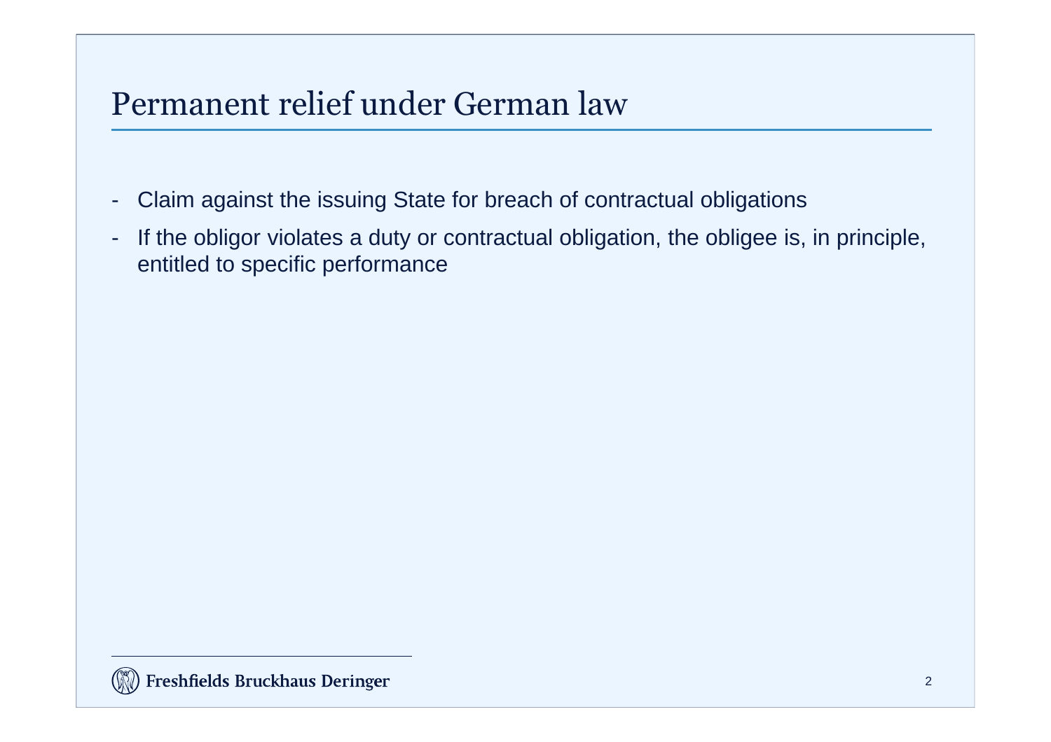# Permanent relief under German law

- Claim against the issuing State for breach of contractual obligations
- If the obligor violates a duty or contractual obligation, the obligee is, in principle, entitled to specific performance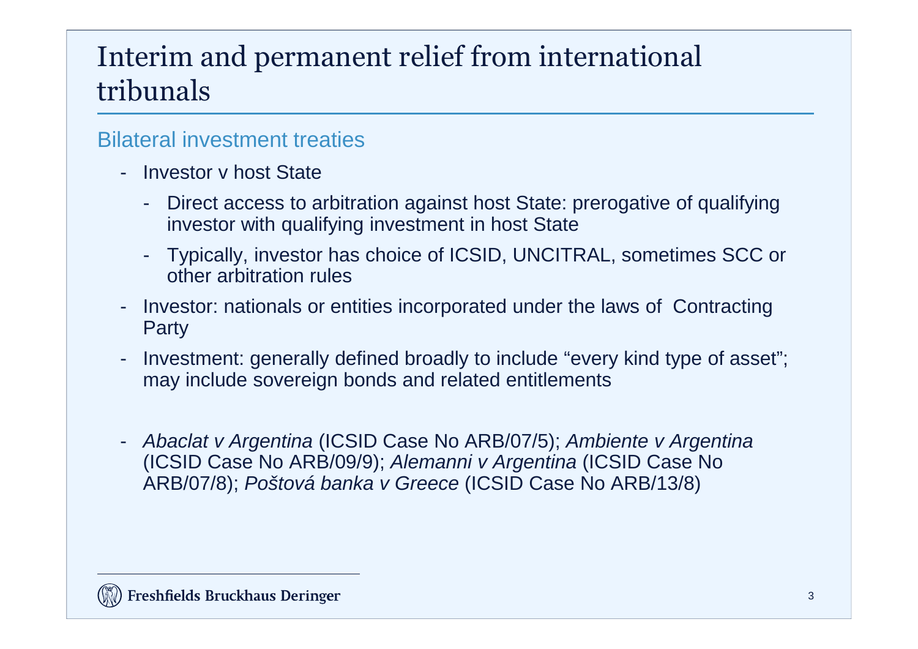# Interim and permanent relief from international tribunals

## Bilateral investment treaties

- Investor v host State
  - Direct access to arbitration against host State: prerogative of qualifying investor with qualifying investment in host State
  - Typically, investor has choice of ICSID, UNCITRAL, sometimes SCC or other arbitration rules
- Investor: nationals or entities incorporated under the laws of Contracting Party
- Investment: generally defined broadly to include "every kind type of asset"; may include sovereign bonds and related entitlements

- *Abaclat v Argentina* (ICSID Case No ARB/07/5); *Ambiente v Argentina* (ICSID Case No ARB/09/9); *Alemanni v Argentina* (ICSID Case No ARB/07/8); *Poštová banka v Greece* (ICSID Case No ARB/13/8)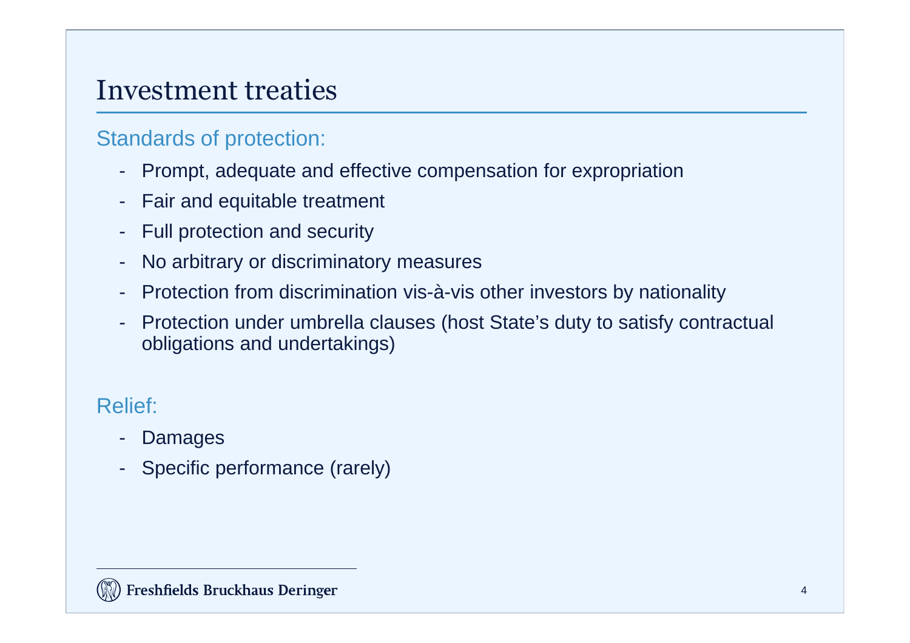# Investment treaties

## Standards of protection:

- Prompt, adequate and effective compensation for expropriation
- Fair and equitable treatment
- Full protection and security
- No arbitrary or discriminatory measures
- Protection from discrimination vis-à-vis other investors by nationality
- Protection under umbrella clauses (host State's duty to satisfy contractual obligations and undertakings)

## Relief:

- Damages
- Specific performance (rarely)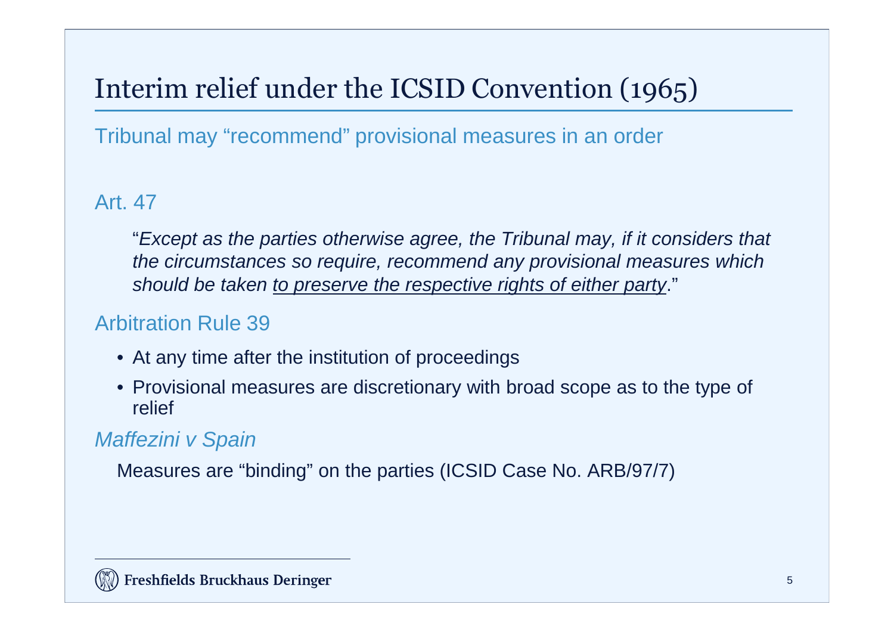# Interim relief under the ICSID Convention (1965)

## Tribunal may "recommend" provisional measures in an order

### Art. 47

"*Except as the parties otherwise agree, the Tribunal may, if it considers that the circumstances so require, recommend any provisional measures which should be taken <u>to preserve the respective rights of either party</u>.*"

### Arbitration Rule 39

- At any time after the institution of proceedings
- Provisional measures are discretionary with broad scope as to the type of relief

### *Maffezini v Spain*

Measures are "binding" on the parties (ICSID Case No. ARB/97/7)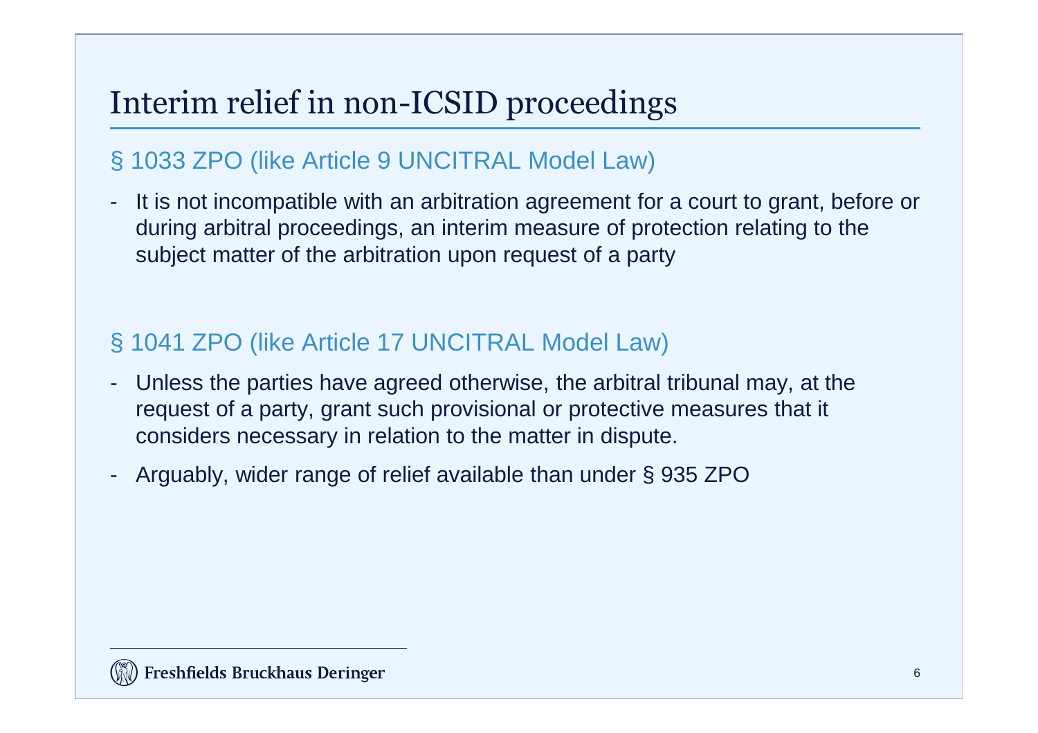# Interim relief in non-ICSID proceedings

## § 1033 ZPO (like Article 9 UNCITRAL Model Law)

- It is not incompatible with an arbitration agreement for a court to grant, before or during arbitral proceedings, an interim measure of protection relating to the subject matter of the arbitration upon request of a party

## § 1041 ZPO (like Article 17 UNCITRAL Model Law)

- Unless the parties have agreed otherwise, the arbitral tribunal may, at the request of a party, grant such provisional or protective measures that it considers necessary in relation to the matter in dispute.
- Arguably, wider range of relief available than under § 935 ZPO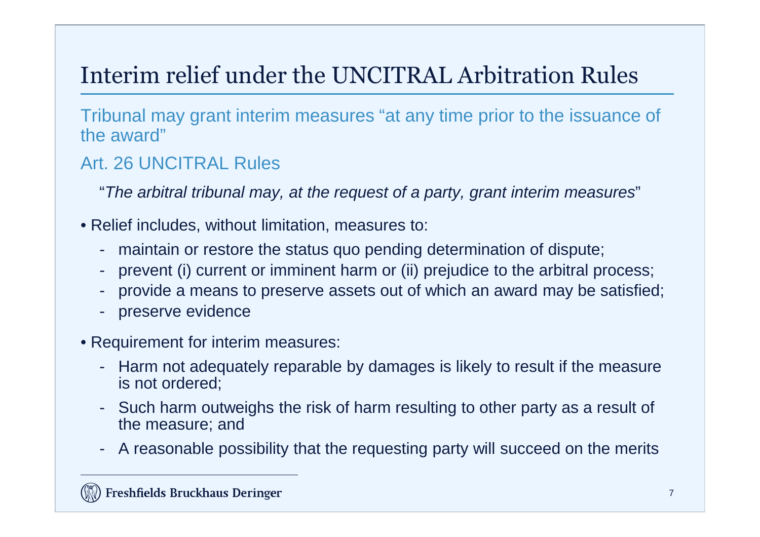# Interim relief under the UNCITRAL Arbitration Rules

Tribunal may grant interim measures "at any time prior to the issuance of the award"

Art. 26 UNCITRAL Rules

"*The arbitral tribunal may, at the request of a party, grant interim measures*"

- Relief includes, without limitation, measures to:
  - maintain or restore the status quo pending determination of dispute;
  - prevent (i) current or imminent harm or (ii) prejudice to the arbitral process;
  - provide a means to preserve assets out of which an award may be satisfied;
  - preserve evidence
- Requirement for interim measures:
  - Harm not adequately reparable by damages is likely to result if the measure is not ordered;
  - Such harm outweighs the risk of harm resulting to other party as a result of the measure; and
  - A reasonable possibility that the requesting party will succeed on the merits

Freshfields Bruckhaus Deringer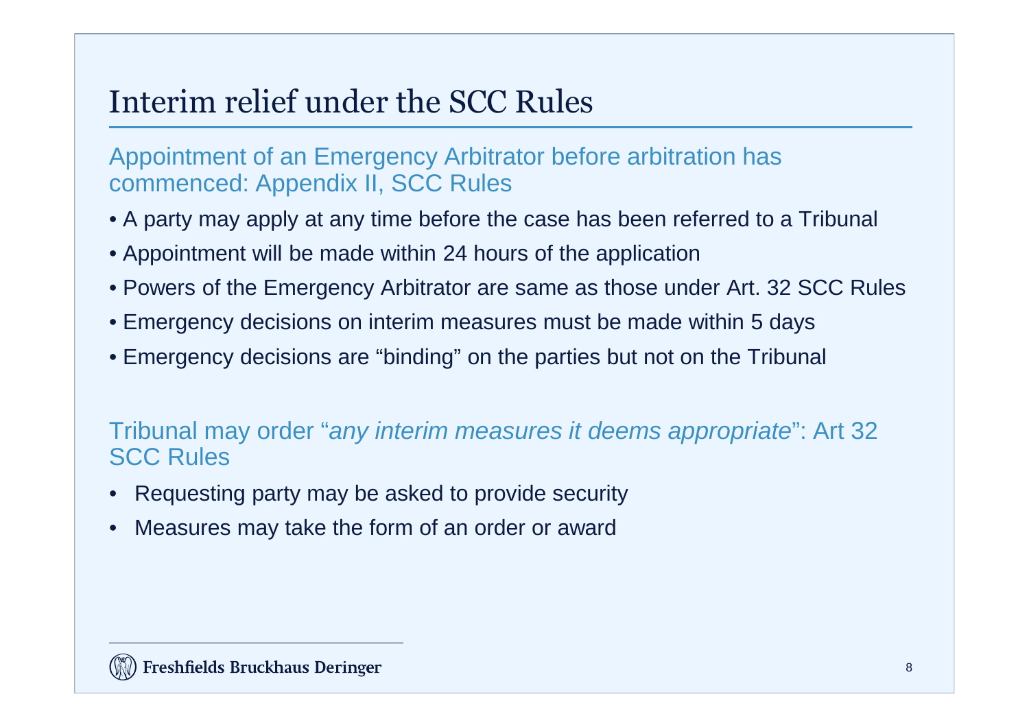# Interim relief under the SCC Rules

## Appointment of an Emergency Arbitrator before arbitration has commenced: Appendix II, SCC Rules

- A party may apply at any time before the case has been referred to a Tribunal
- Appointment will be made within 24 hours of the application
- Powers of the Emergency Arbitrator are same as those under Art. 32 SCC Rules
- Emergency decisions on interim measures must be made within 5 days
- Emergency decisions are "binding" on the parties but not on the Tribunal

## Tribunal may order "*any interim measures it deems appropriate*": Art 32 SCC Rules

- Requesting party may be asked to provide security
- Measures may take the form of an order or award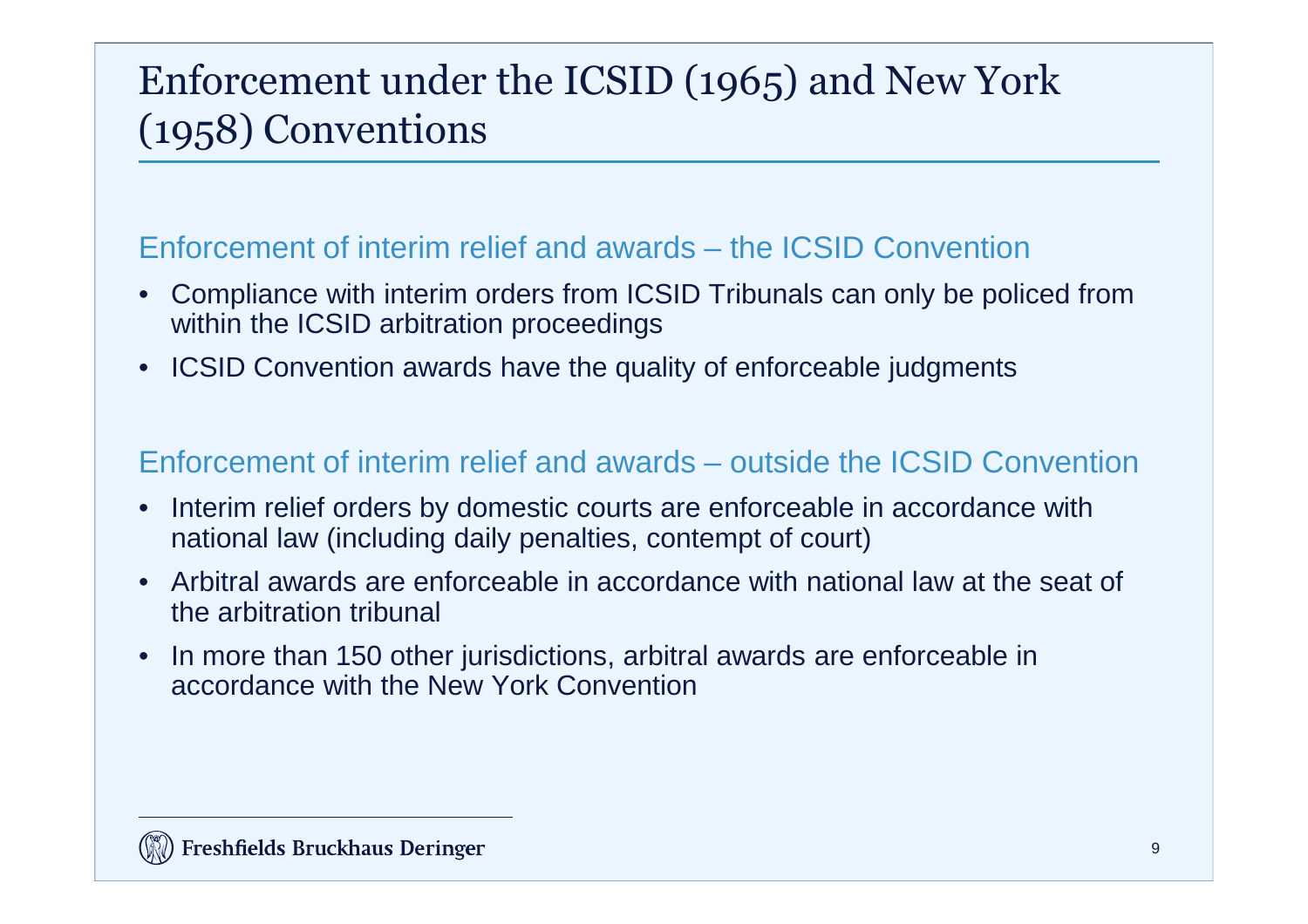# Enforcement under the ICSID (1965) and New York (1958) Conventions

## Enforcement of interim relief and awards – the ICSID Convention

- Compliance with interim orders from ICSID Tribunals can only be policed from within the ICSID arbitration proceedings
- ICSID Convention awards have the quality of enforceable judgments

## Enforcement of interim relief and awards – outside the ICSID Convention

- Interim relief orders by domestic courts are enforceable in accordance with national law (including daily penalties, contempt of court)
- Arbitral awards are enforceable in accordance with national law at the seat of the arbitration tribunal
- In more than 150 other jurisdictions, arbitral awards are enforceable in accordance with the New York Convention

Freshfields Bruckhaus Deringer